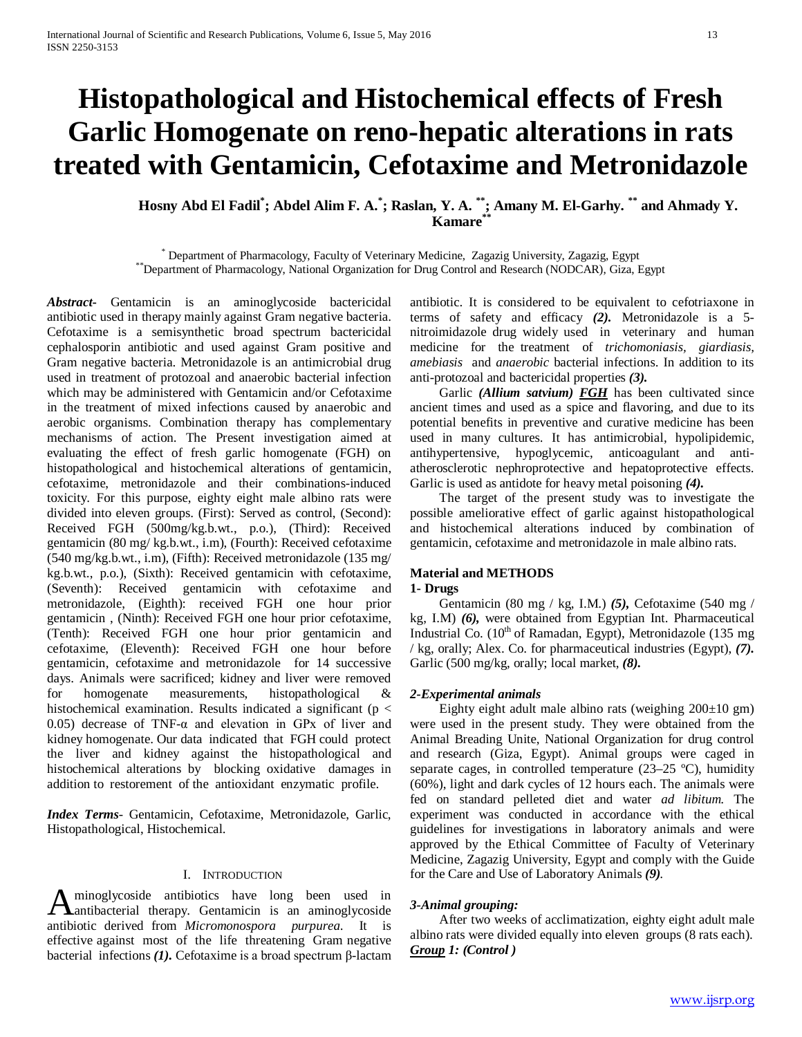# Histopathological and Histochemical effects of Fresh Garlic Homogenate on reno-hepatic alterations in rats treated with Gentamicin, Cefotaxime and Metronidazole

**Hosny Abd El Fadil[*]; Abdel Alim F. A.[*]; Raslan, Y. A. [**]; Amany M. El-Garhy. [**] and Ahmady Y. Kamare[**]**

[*] Department of Pharmacology, Faculty of Veterinary Medicine, Zagazig University, Zagazig, Egypt
[**]Department of Pharmacology, National Organization for Drug Control and Research (NODCAR), Giza, Egypt

***Abstract***- Gentamicin is an aminoglycoside bactericidal antibiotic used in therapy mainly against Gram negative bacteria. Cefotaxime is a semisynthetic broad spectrum bactericidal cephalosporin antibiotic and used against Gram positive and Gram negative bacteria. Metronidazole is an antimicrobial drug used in treatment of protozoal and anaerobic bacterial infection which may be administered with Gentamicin and/or Cefotaxime in the treatment of mixed infections caused by anaerobic and aerobic organisms. Combination therapy has complementary mechanisms of action. The Present investigation aimed at evaluating the effect of fresh garlic homogenate (FGH) on histopathological and histochemical alterations of gentamicin, cefotaxime, metronidazole and their combinations-induced toxicity. For this purpose, eighty eight male albino rats were divided into eleven groups. (First): Served as control, (Second): Received FGH (500mg/kg.b.wt., p.o.), (Third): Received gentamicin (80 mg/ kg.b.wt., i.m), (Fourth): Received cefotaxime (540 mg/kg.b.wt., i.m), (Fifth): Received metronidazole (135 mg/ kg.b.wt., p.o.), (Sixth): Received gentamicin with cefotaxime, (Seventh): Received gentamicin with cefotaxime and metronidazole, (Eighth): received FGH one hour prior gentamicin , (Ninth): Received FGH one hour prior cefotaxime, (Tenth): Received FGH one hour prior gentamicin and cefotaxime, (Eleventh): Received FGH one hour before gentamicin, cefotaxime and metronidazole for 14 successive days. Animals were sacrificed; kidney and liver were removed for homogenate measurements, histopathological & histochemical examination. Results indicated a significant ($p < 0.05$) decrease of TNF-α and elevation in GPx of liver and kidney homogenate. Our data indicated that FGH could protect the liver and kidney against the histopathological and histochemical alterations by blocking oxidative damages in addition to restorement of the antioxidant enzymatic profile.

***Index Terms***- Gentamicin, Cefotaxime, Metronidazole, Garlic, Histopathological, Histochemical.

## I. Introduction

Aminoglycoside antibiotics have long been used in antibacterial therapy. Gentamicin is an aminoglycoside antibiotic derived from *Micromonospora purpurea*. It is effective against most of the life threatening Gram negative bacterial infections ***(1)***. Cefotaxime is a broad spectrum β-lactam antibiotic. It is considered to be equivalent to cefotriaxone in terms of safety and efficacy ***(2)***. Metronidazole is a 5-nitroimidazole drug widely used in veterinary and human medicine for the treatment of *trichomoniasis, giardiasis, amebiasis* and *anaerobic* bacterial infections. In addition to its anti-protozoal and bactericidal properties ***(3)***.

Garlic ***(Allium satvium) FGH*** has been cultivated since ancient times and used as a spice and flavoring, and due to its potential benefits in preventive and curative medicine has been used in many cultures. It has antimicrobial, hypolipidemic, antihypertensive, hypoglycemic, anticoagulant and anti-atherosclerotic nephroprotective and hepatoprotective effects. Garlic is used as antidote for heavy metal poisoning ***(4)***.

The target of the present study was to investigate the possible ameliorative effect of garlic against histopathological and histochemical alterations induced by combination of gentamicin, cefotaxime and metronidazole in male albino rats.

## Material and METHODS

### 1- Drugs

Gentamicin (80 mg / kg, I.M.) ***(5)***, Cefotaxime (540 mg / kg, I.M) ***(6)***, were obtained from Egyptian Int. Pharmaceutical Industrial Co. (10th of Ramadan, Egypt), Metronidazole (135 mg / kg, orally; Alex. Co. for pharmaceutical industries (Egypt), ***(7)***. Garlic (500 mg/kg, orally; local market, ***(8)***.

### *2-Experimental animals*

Eighty eight adult male albino rats (weighing 200±10 gm) were used in the present study. They were obtained from the Animal Breading Unite, National Organization for drug control and research (Giza, Egypt). Animal groups were caged in separate cages, in controlled temperature (23–25 ºC), humidity (60%), light and dark cycles of 12 hours each. The animals were fed on standard pelleted diet and water *ad libitum.* The experiment was conducted in accordance with the ethical guidelines for investigations in laboratory animals and were approved by the Ethical Committee of Faculty of Veterinary Medicine, Zagazig University, Egypt and comply with the Guide for the Care and Use of Laboratory Animals *(9).*

### *3-Animal grouping:*

After two weeks of acclimatization, eighty eight adult male albino rats were divided equally into eleven groups (8 rats each).

***Group 1: (Control )***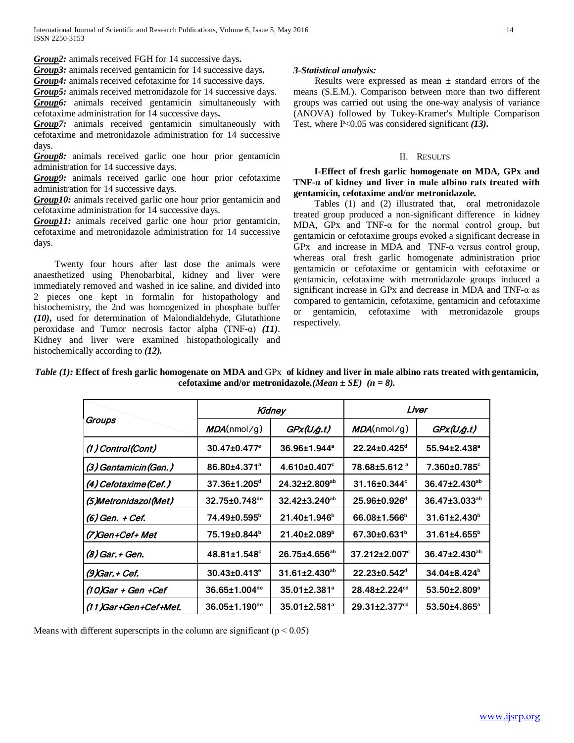***Group2:*** animals received FGH for 14 successive days**.**

***Group3:*** animals received gentamicin for 14 successive days**.**

***Group4:*** animals received cefotaxime for 14 successive days.

***Group5:*** animals received metronidazole for 14 successive days.

***Group6:*** animals received gentamicin simultaneously with cefotaxime administration for 14 successive days**.**

***Group7:*** animals received gentamicin simultaneously with cefotaxime and metronidazole administration for 14 successive days.

***Group8:*** animals received garlic one hour prior gentamicin administration for 14 successive days.

***Group9:*** animals received garlic one hour prior cefotaxime administration for 14 successive days.

***Group10:*** animals received garlic one hour prior gentamicin and cefotaxime administration for 14 successive days.

***Group11:*** animals received garlic one hour prior gentamicin, cefotaxime and metronidazole administration for 14 successive days.

Twenty four hours after last dose the animals were anaesthetized using Phenobarbital, kidney and liver were immediately removed and washed in ice saline, and divided into 2 pieces one kept in formalin for histopathology and histochemistry, the 2nd was homogenized in phosphate buffer ***(10)*,** used for determination of Malondialdehyde, Glutathione peroxidase and Tumor necrosis factor alpha (TNF-α) ***(11)***. Kidney and liver were examined histopathologically and histochemically according to ***(12).***

### *3-Statistical analysis:*

Results were expressed as mean ± standard errors of the means (S.E.M.). Comparison between more than two different groups was carried out using the one-way analysis of variance (ANOVA) followed by Tukey-Kramer's Multiple Comparison Test, where P<0.05 was considered significant ***(13)*.**

## II. Results

### I-Effect of fresh garlic homogenate on MDA, GPx and TNF-α of kidney and liver in male albino rats treated with gentamicin, cefotaxime and/or metronidazole.

Tables (1) and (2) illustrated that, oral metronidazole treated group produced a non-significant difference in kidney MDA, GPx and TNF-α for the normal control group, but gentamicin or cefotaxime groups evoked a significant decrease in GPx and increase in MDA and TNF-α versus control group, whereas oral fresh garlic homogenate administration prior gentamicin or cefotaxime or gentamicin with cefotaxime or gentamicin, cefotaxime with metronidazole groups induced a significant increase in GPx and decrease in MDA and TNF-α as compared to gentamicin, cefotaxime, gentamicin and cefotaxime or gentamicin, cefotaxime with metronidazole groups respectively.

***Table (1):*** **Effect of fresh garlic homogenate on MDA and** GPx **of kidney and liver in male albino rats treated with gentamicin, cefotaxime and/or metronidazole.*(Mean ± SE) (n = 8).***

| Groups | Kidney | | Liver | |
|---|---|---|---|---|
| | *MDA*(nmol/g) | *GPx(U/g.t)* | *MDA*(nmol/g) | *GPx(U/g.t)* |
| *(1) Control(Cont)* | 30.47±0.477[e] | 36.96±1.944[a] | 22.24±0.425[d] | 55.94±2.438[a] |
| *(3) Gentamicin(Gen.)* | 86.80±4.371[a] | 4.610±0.407[c] | 78.68±5.612 [a] | 7.360±0.785[c] |
| *(4) Cefotaxime(Cef.)* | 37.36±1.205[d] | 24.32±2.809[ab] | 31.16±0.344[c] | 36.47±2.430[ab] |
| *(5)Metronidazol(Met)* | 32.75±0.748[de] | 32.42±3.240[ab] | 25.96±0.926[d] | 36.47±3.033[ab] |
| *(6) Gen. + Cef.* | 74.49±0.595[b] | 21.40±1.946[b] | 66.08±1.566[b] | 31.61±2.430[b] |
| *(7)Gen+Cef+ Met* | 75.19±0.844[b] | 21.40±2.089[b] | 67.30±0.631[b] | 31.61±4.655[b] |
| *(8) Gar.+ Gen.* | 48.81±1.548[c] | 26.75±4.656[ab] | 37.212±2.007[c] | 36.47±2.430[ab] |
| *(9)Gar.+ Cef.* | 30.43±0.413[e] | 31.61±2.430[ab] | 22.23±0.542[d] | 34.04±8.424[b] |
| *(10)Gar + Gen +Cef* | 36.65±1.004[de] | 35.01±2.381[a] | 28.48±2.224[cd] | 53.50±2.809[a] |
| *(11)Gar+Gen+Cef+Met.* | 36.05±1.190[de] | 35.01±2.581[a] | 29.31±2.377[cd] | 53.50±4.865[a] |

Means with different superscripts in the column are significant ($p < 0.05$)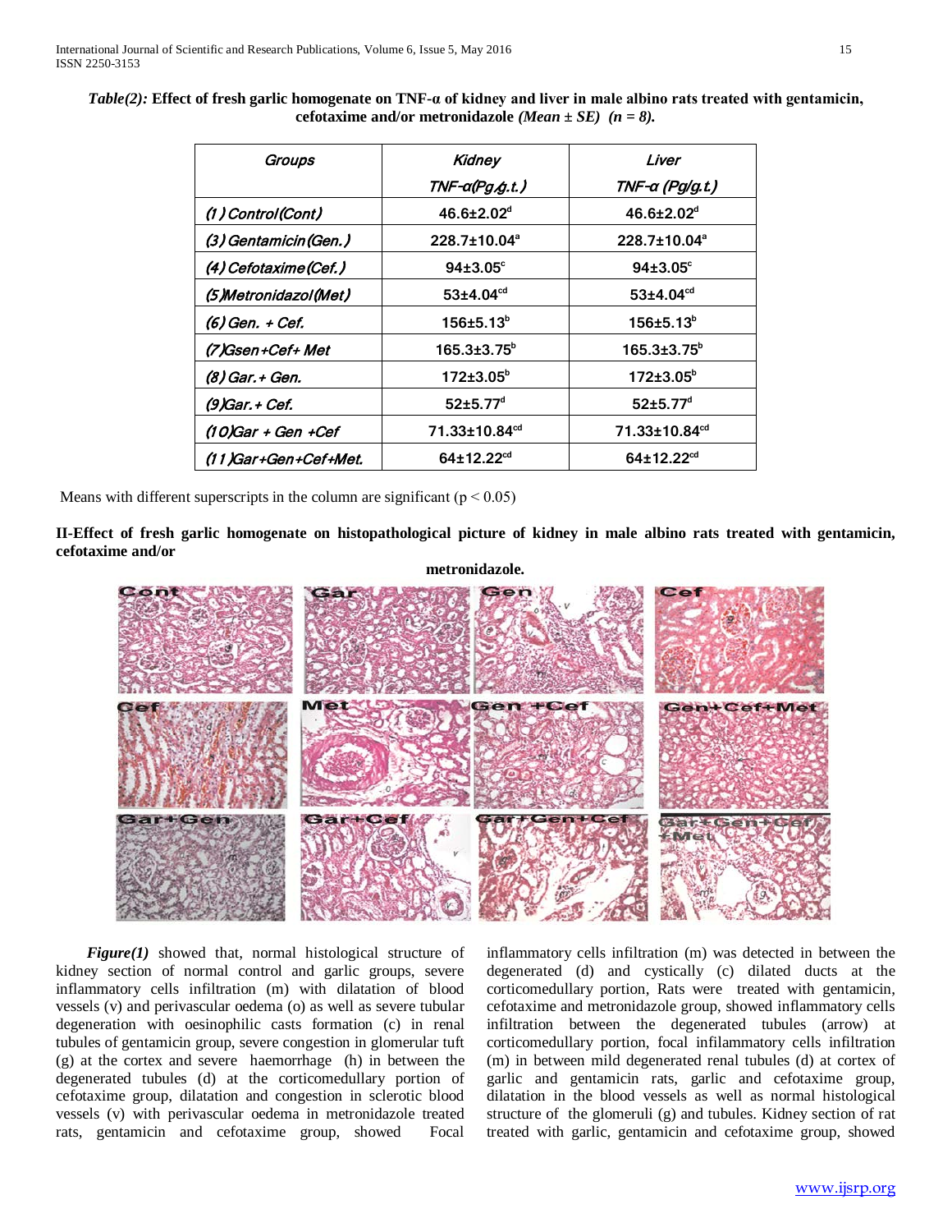*Table(2):* **Effect of fresh garlic homogenate on TNF-α of kidney and liver in male albino rats treated with gentamicin, cefotaxime and/or metronidazole** ***(Mean ± SE) (n = 8).***

| Groups | Kidney TNF-α(Pg/g.t.) | Liver TNF-α (Pg/g.t.) |
|---|---|---|
| (1) Control(Cont) | 46.6±2.02[d] | 46.6±2.02[d] |
| (3) Gentamicin(Gen.) | 228.7±10.04[a] | 228.7±10.04[a] |
| (4) Cefotaxime(Cef.) | 94±3.05[c] | 94±3.05[c] |
| (5)Metronidazol(Met) | 53±4.04[cd] | 53±4.04[cd] |
| (6) Gen. + Cef. | 156±5.13[b] | 156±5.13[b] |
| (7)Gsen+Cef+ Met | 165.3±3.75[b] | 165.3±3.75[b] |
| (8) Gar.+ Gen. | 172±3.05[b] | 172±3.05[b] |
| (9)Gar.+ Cef. | 52±5.77[d] | 52±5.77[d] |
| (10)Gar + Gen +Cef | 71.33±10.84[cd] | 71.33±10.84[cd] |
| (11)Gar+Gen+Cef+Met. | 64±12.22[cd] | 64±12.22[cd] |

Means with different superscripts in the column are significant ($p < 0.05$)

**II-Effect of fresh garlic homogenate on histopathological picture of kidney in male albino rats treated with gentamicin, cefotaxime and/or metronidazole.**

***Figure(1)*** showed that, normal histological structure of kidney section of normal control and garlic groups, severe inflammatory cells infiltration (m) with dilatation of blood vessels (v) and perivascular oedema (o) as well as severe tubular degeneration with oesinophilic casts formation (c) in renal tubules of gentamicin group, severe congestion in glomerular tuft (g) at the cortex and severe haemorrhage (h) in between the degenerated tubules (d) at the corticomedullary portion of cefotaxime group, dilatation and congestion in sclerotic blood vessels (v) with perivascular oedema in metronidazole treated rats, gentamicin and cefotaxime group, showed Focal inflammatory cells infiltration (m) was detected in between the degenerated (d) and cystically (c) dilated ducts at the corticomedullary portion, Rats were treated with gentamicin, cefotaxime and metronidazole group, showed inflammatory cells infiltration between the degenerated tubules (arrow) at corticomedullary portion, focal infilammatory cells infiltration (m) in between mild degenerated renal tubules (d) at cortex of garlic and gentamicin rats, garlic and cefotaxime group, dilatation in the blood vessels as well as normal histological structure of the glomeruli (g) and tubules. Kidney section of rat treated with garlic, gentamicin and cefotaxime group, showed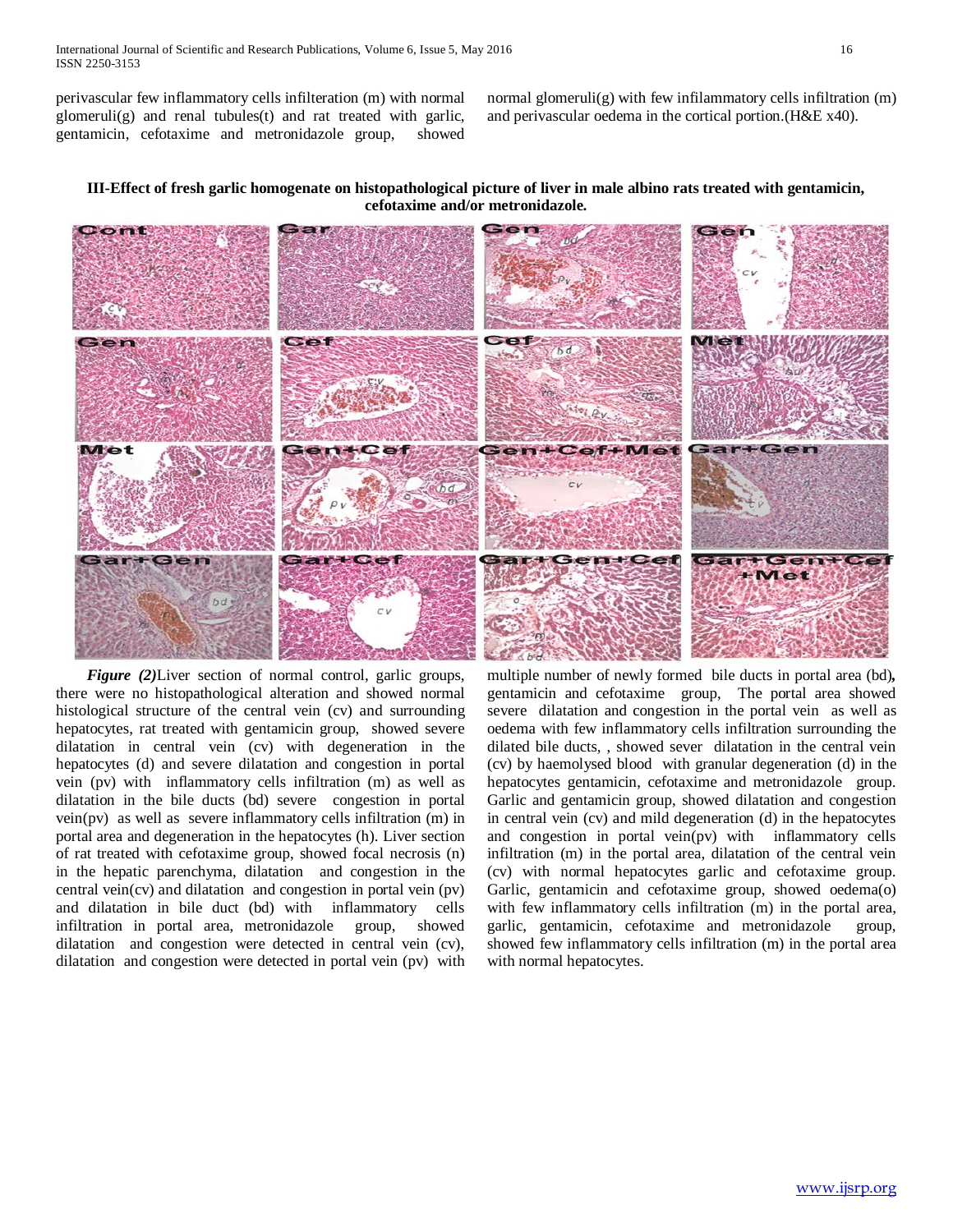perivascular few inflammatory cells infilteration (m) with normal glomeruli(g) and renal tubules(t) and rat treated with garlic, gentamicin, cefotaxime and metronidazole group, showed normal glomeruli(g) with few infilammatory cells infiltration (m) and perivascular oedema in the cortical portion.(H&E x40).

**III-Effect of fresh garlic homogenate on histopathological picture of liver in male albino rats treated with gentamicin, cefotaxime and/or metronidazole.**

***Figure (2)***Liver section of normal control, garlic groups, there were no histopathological alteration and showed normal histological structure of the central vein (cv) and surrounding hepatocytes, rat treated with gentamicin group, showed severe dilatation in central vein (cv) with degeneration in the hepatocytes (d) and severe dilatation and congestion in portal vein (pv) with inflammatory cells infiltration (m) as well as dilatation in the bile ducts (bd) severe congestion in portal vein(pv) as well as severe inflammatory cells infiltration (m) in portal area and degeneration in the hepatocytes (h). Liver section of rat treated with cefotaxime group, showed focal necrosis (n) in the hepatic parenchyma, dilatation and congestion in the central vein(cv) and dilatation and congestion in portal vein (pv) and dilatation in bile duct (bd) with inflammatory cells infiltration in portal area, metronidazole group, showed dilatation and congestion were detected in central vein (cv), dilatation and congestion were detected in portal vein (pv) with multiple number of newly formed bile ducts in portal area (bd)**,** gentamicin and cefotaxime group, The portal area showed severe dilatation and congestion in the portal vein as well as oedema with few inflammatory cells infiltration surrounding the dilated bile ducts, , showed sever dilatation in the central vein (cv) by haemolysed blood with granular degeneration (d) in the hepatocytes gentamicin, cefotaxime and metronidazole group. Garlic and gentamicin group, showed dilatation and congestion in central vein (cv) and mild degeneration (d) in the hepatocytes and congestion in portal vein(pv) with inflammatory cells infiltration (m) in the portal area, dilatation of the central vein (cv) with normal hepatocytes garlic and cefotaxime group. Garlic, gentamicin and cefotaxime group, showed oedema(o) with few inflammatory cells infiltration (m) in the portal area, garlic, gentamicin, cefotaxime and metronidazole group, showed few inflammatory cells infiltration (m) in the portal area with normal hepatocytes.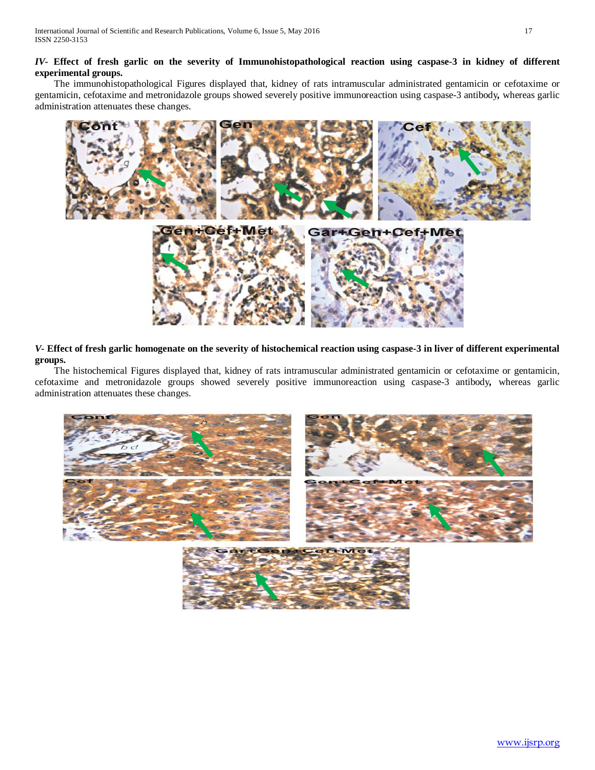***IV-* Effect of fresh garlic on the severity of Immunohistopathological reaction using caspase-3 in kidney of different experimental groups.**

The immunohistopathological Figures displayed that, kidney of rats intramuscular administrated gentamicin or cefotaxime or gentamicin, cefotaxime and metronidazole groups showed severely positive immunoreaction using caspase-3 antibody**,** whereas garlic administration attenuates these changes.

***V-* Effect of fresh garlic homogenate on the severity of histochemical reaction using caspase-3 in liver of different experimental groups.**

The histochemical Figures displayed that, kidney of rats intramuscular administrated gentamicin or cefotaxime or gentamicin, cefotaxime and metronidazole groups showed severely positive immunoreaction using caspase-3 antibody**,** whereas garlic administration attenuates these changes.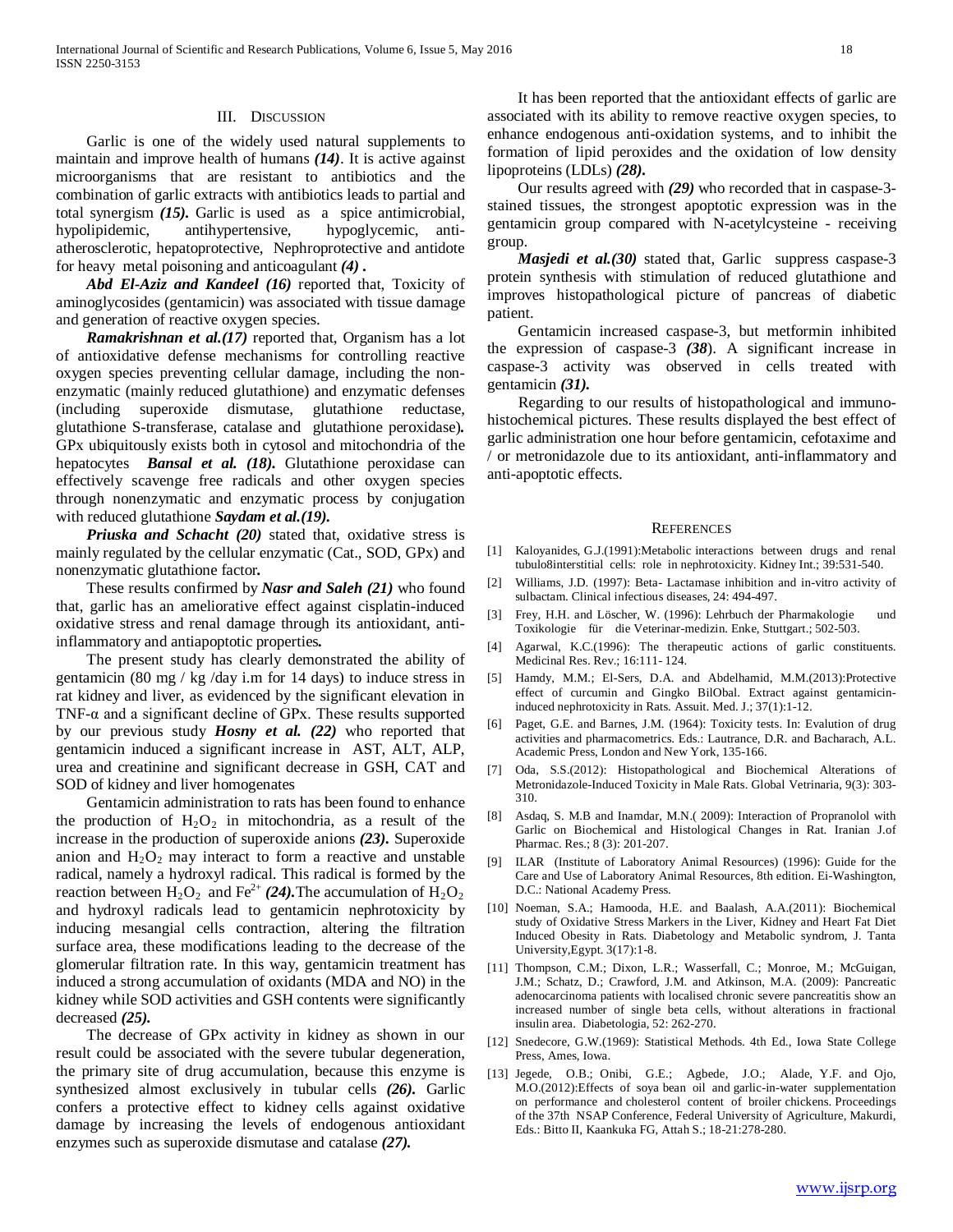## III. Discussion

Garlic is one of the widely used natural supplements to maintain and improve health of humans ***(14)***. It is active against microorganisms that are resistant to antibiotics and the combination of garlic extracts with antibiotics leads to partial and total synergism ***(15).*** Garlic is used as a spice antimicrobial, hypolipidemic, antihypertensive, hypoglycemic, anti-atherosclerotic, hepatoprotective, Nephroprotective and antidote for heavy metal poisoning and anticoagulant ***(4)*** **.**

***Abd El-Aziz and Kandeel (16)*** reported that, Toxicity of aminoglycosides (gentamicin) was associated with tissue damage and generation of reactive oxygen species.

***Ramakrishnan et al.(17)*** reported that, Organism has a lot of antioxidative defense mechanisms for controlling reactive oxygen species preventing cellular damage, including the non-enzymatic (mainly reduced glutathione) and enzymatic defenses (including superoxide dismutase, glutathione reductase, glutathione S-transferase, catalase and glutathione peroxidase)**.** GPx ubiquitously exists both in cytosol and mitochondria of the hepatocytes ***Bansal et al. (18).*** Glutathione peroxidase can effectively scavenge free radicals and other oxygen species through nonenzymatic and enzymatic process by conjugation with reduced glutathione ***Saydam et al.(19).***

***Priuska and Schacht (20)*** stated that, oxidative stress is mainly regulated by the cellular enzymatic (Cat., SOD, GPx) and nonenzymatic glutathione factor**.**

These results confirmed by ***Nasr and Saleh (21)*** who found that, garlic has an ameliorative effect against cisplatin-induced oxidative stress and renal damage through its antioxidant, anti-inflammatory and antiapoptotic properties**.**

The present study has clearly demonstrated the ability of gentamicin (80 mg / kg /day i.m for 14 days) to induce stress in rat kidney and liver, as evidenced by the significant elevation in TNF-α and a significant decline of GPx. These results supported by our previous study ***Hosny et al. (22)*** who reported that gentamicin induced a significant increase in AST, ALT, ALP, urea and creatinine and significant decrease in GSH, CAT and SOD of kidney and liver homogenates

Gentamicin administration to rats has been found to enhance the production of $H_2O_2$ in mitochondria, as a result of the increase in the production of superoxide anions ***(23).*** Superoxide anion and $H_2O_2$ may interact to form a reactive and unstable radical, namely a hydroxyl radical. This radical is formed by the reaction between $H_2O_2$ and $Fe^{2+}$ ***(24).***The accumulation of $H_2O_2$ and hydroxyl radicals lead to gentamicin nephrotoxicity by inducing mesangial cells contraction, altering the filtration surface area, these modifications leading to the decrease of the glomerular filtration rate. In this way, gentamicin treatment has induced a strong accumulation of oxidants (MDA and NO) in the kidney while SOD activities and GSH contents were significantly decreased ***(25).***

The decrease of GPx activity in kidney as shown in our result could be associated with the severe tubular degeneration, the primary site of drug accumulation, because this enzyme is synthesized almost exclusively in tubular cells ***(26).*** Garlic confers a protective effect to kidney cells against oxidative damage by increasing the levels of endogenous antioxidant enzymes such as superoxide dismutase and catalase ***(27).***

It has been reported that the antioxidant effects of garlic are associated with its ability to remove reactive oxygen species, to enhance endogenous anti-oxidation systems, and to inhibit the formation of lipid peroxides and the oxidation of low density lipoproteins (LDLs) ***(28).***

Our results agreed with ***(29)*** who recorded that in caspase-3-stained tissues, the strongest apoptotic expression was in the gentamicin group compared with N-acetylcysteine - receiving group.

***Masjedi et al.(30)*** stated that, Garlic suppress caspase-3 protein synthesis with stimulation of reduced glutathione and improves histopathological picture of pancreas of diabetic patient.

Gentamicin increased caspase-3, but metformin inhibited the expression of caspase-3 ***(38)***. A significant increase in caspase-3 activity was observed in cells treated with gentamicin ***(31).***

Regarding to our results of histopathological and immuno-histochemical pictures. These results displayed the best effect of garlic administration one hour before gentamicin, cefotaxime and / or metronidazole due to its antioxidant, anti-inflammatory and anti-apoptotic effects.

## References

[1] Kaloyanides, G.J.(1991):Metabolic interactions between drugs and renal tubulo8interstitial cells: role in nephrotoxicity. Kidney Int.; 39:531-540.

[2] Williams, J.D. (1997): Beta- Lactamase inhibition and in-vitro activity of sulbactam. Clinical infectious diseases, 24: 494-497.

[3] Frey, H.H. and Löscher, W. (1996): Lehrbuch der Pharmakologie und Toxikologie für die Veterinar-medizin. Enke, Stuttgart.; 502-503.

[4] Agarwal, K.C.(1996): The therapeutic actions of garlic constituents. Medicinal Res. Rev.; 16:111- 124.

[5] Hamdy, M.M.; El-Sers, D.A. and Abdelhamid, M.M.(2013):Protective effect of curcumin and Gingko BilObal. Extract against gentamicin-induced nephrotoxicity in Rats. Assuit. Med. J.; 37(1):1-12.

[6] Paget, G.E. and Barnes, J.M. (1964): Toxicity tests. In: Evalution of drug activities and pharmacometrics. Eds.: Lautrance, D.R. and Bacharach, A.L. Academic Press, London and New York, 135-166.

[7] Oda, S.S.(2012): Histopathological and Biochemical Alterations of Metronidazole-Induced Toxicity in Male Rats. Global Vetrinaria, 9(3): 303-310.

[8] Asdaq, S. M.B and Inamdar, M.N.( 2009): Interaction of Propranolol with Garlic on Biochemical and Histological Changes in Rat. Iranian J.of Pharmac. Res.; 8 (3): 201-207.

[9] ILAR (Institute of Laboratory Animal Resources) (1996): Guide for the Care and Use of Laboratory Animal Resources, 8th edition. Ei-Washington, D.C.: National Academy Press.

[10] Noeman, S.A.; Hamooda, H.E. and Baalash, A.A.(2011): Biochemical study of Oxidative Stress Markers in the Liver, Kidney and Heart Fat Diet Induced Obesity in Rats. Diabetology and Metabolic syndrom, J. Tanta University,Egypt. 3(17):1-8.

[11] Thompson, C.M.; Dixon, L.R.; Wasserfall, C.; Monroe, M.; McGuigan, J.M.; Schatz, D.; Crawford, J.M. and Atkinson, M.A. (2009): Pancreatic adenocarcinoma patients with localised chronic severe pancreatitis show an increased number of single beta cells, without alterations in fractional insulin area. Diabetologia, 52: 262-270.

[12] Snedecore, G.W.(1969): Statistical Methods. 4th Ed., Iowa State College Press, Ames, Iowa.

[13] Jegede, O.B.; Onibi, G.E.; Agbede, J.O.; Alade, Y.F. and Ojo, M.O.(2012):Effects of soya bean oil and garlic-in-water supplementation on performance and cholesterol content of broiler chickens. Proceedings of the 37th NSAP Conference, Federal University of Agriculture, Makurdi, Eds.: Bitto II, Kaankuka FG, Attah S.; 18-21:278-280.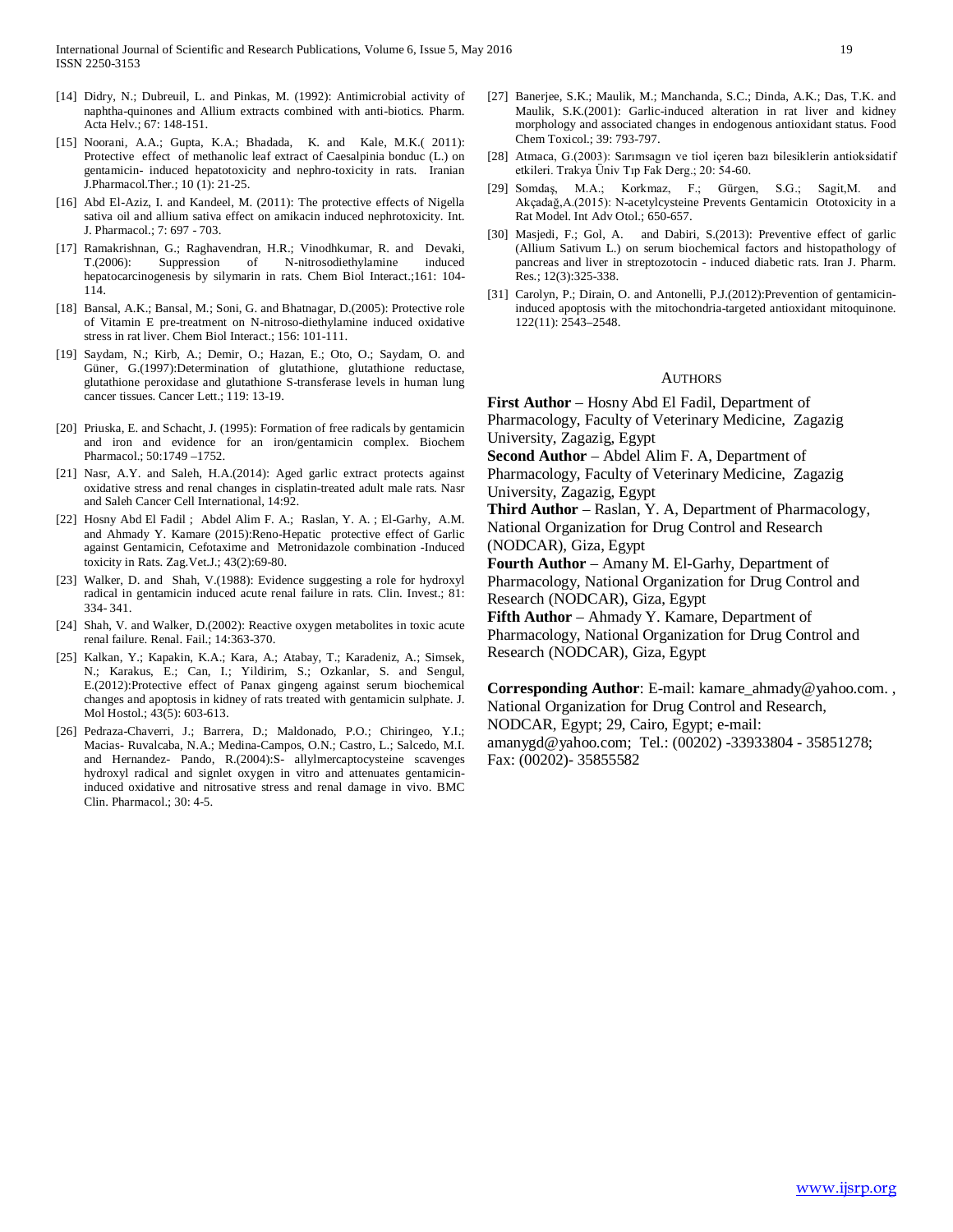[14] Didry, N.; Dubreuil, L. and Pinkas, M. (1992): Antimicrobial activity of naphtha-quinones and Allium extracts combined with anti-biotics. Pharm. Acta Helv.; 67: 148-151.

[15] Noorani, A.A.; Gupta, K.A.; Bhadada, K. and Kale, M.K.( 2011): Protective effect of methanolic leaf extract of Caesalpinia bonduc (L.) on gentamicin- induced hepatotoxicity and nephro-toxicity in rats. Iranian J.Pharmacol.Ther.; 10 (1): 21-25.

[16] Abd El-Aziz, I. and Kandeel, M. (2011): The protective effects of Nigella sativa oil and allium sativa effect on amikacin induced nephrotoxicity. Int. J. Pharmacol.; 7: 697 - 703.

[17] Ramakrishnan, G.; Raghavendran, H.R.; Vinodhkumar, R. and Devaki, T.(2006): Suppression of N-nitrosodiethylamine induced hepatocarcinogenesis by silymarin in rats. Chem Biol Interact.;161: 104-114.

[18] Bansal, A.K.; Bansal, M.; Soni, G. and Bhatnagar, D.(2005): Protective role of Vitamin E pre-treatment on N-nitroso-diethylamine induced oxidative stress in rat liver. Chem Biol Interact.; 156: 101-111.

[19] Saydam, N.; Kirb, A.; Demir, O.; Hazan, E.; Oto, O.; Saydam, O. and Güner, G.(1997):Determination of glutathione, glutathione reductase, glutathione peroxidase and glutathione S-transferase levels in human lung cancer tissues. Cancer Lett.; 119: 13-19.

[20] Priuska, E. and Schacht, J. (1995): Formation of free radicals by gentamicin and iron and evidence for an iron/gentamicin complex. Biochem Pharmacol.; 50:1749 –1752.

[21] Nasr, A.Y. and Saleh, H.A.(2014): Aged garlic extract protects against oxidative stress and renal changes in cisplatin-treated adult male rats. Nasr and Saleh Cancer Cell International, 14:92.

[22] Hosny Abd El Fadil ; Abdel Alim F. A.; Raslan, Y. A. ; El-Garhy, A.M. and Ahmady Y. Kamare (2015):Reno-Hepatic protective effect of Garlic against Gentamicin, Cefotaxime and Metronidazole combination -Induced toxicity in Rats. Zag.Vet.J.; 43(2):69-80.

[23] Walker, D. and Shah, V.(1988): Evidence suggesting a role for hydroxyl radical in gentamicin induced acute renal failure in rats. Clin. Invest.; 81: 334- 341.

[24] Shah, V. and Walker, D.(2002): Reactive oxygen metabolites in toxic acute renal failure. Renal. Fail.; 14:363-370.

[25] Kalkan, Y.; Kapakin, K.A.; Kara, A.; Atabay, T.; Karadeniz, A.; Simsek, N.; Karakus, E.; Can, I.; Yildirim, S.; Ozkanlar, S. and Sengul, E.(2012):Protective effect of Panax gingeng against serum biochemical changes and apoptosis in kidney of rats treated with gentamicin sulphate. J. Mol Hostol.; 43(5): 603-613.

[26] Pedraza-Chaverri, J.; Barrera, D.; Maldonado, P.O.; Chiringeo, Y.I.; Macias- Ruvalcaba, N.A.; Medina-Campos, O.N.; Castro, L.; Salcedo, M.I. and Hernandez- Pando, R.(2004):S- allylmercaptocysteine scavenges hydroxyl radical and signlet oxygen in vitro and attenuates gentamicin-induced oxidative and nitrosative stress and renal damage in vivo. BMC Clin. Pharmacol.; 30: 4-5.

[27] Banerjee, S.K.; Maulik, M.; Manchanda, S.C.; Dinda, A.K.; Das, T.K. and Maulik, S.K.(2001): Garlic-induced alteration in rat liver and kidney morphology and associated changes in endogenous antioxidant status. Food Chem Toxicol.; 39: 793-797.

[28] Atmaca, G.(2003): Sarımsagın ve tiol içeren bazı bilesiklerin antioksidatif etkileri. Trakya Üniv Tıp Fak Derg.; 20: 54-60.

[29] Somdaş, M.A.; Korkmaz, F.; Gürgen, S.G.; Sagit,M. and Akçadağ,A.(2015): N-acetylcysteine Prevents Gentamicin Ototoxicity in a Rat Model. Int Adv Otol.; 650-657.

[30] Masjedi, F.; Gol, A. and Dabiri, S.(2013): Preventive effect of garlic (Allium Sativum L.) on serum biochemical factors and histopathology of pancreas and liver in streptozotocin - induced diabetic rats. Iran J. Pharm. Res.; 12(3):325-338.

[31] Carolyn, P.; Dirain, O. and Antonelli, P.J.(2012):Prevention of gentamicin-induced apoptosis with the mitochondria-targeted antioxidant mitoquinone. 122(11): 2543–2548.

## AUTHORS

**First Author** – Hosny Abd El Fadil, Department of Pharmacology, Faculty of Veterinary Medicine, Zagazig University, Zagazig, Egypt

**Second Author** – Abdel Alim F. A, Department of Pharmacology, Faculty of Veterinary Medicine, Zagazig University, Zagazig, Egypt

**Third Author** – Raslan, Y. A, Department of Pharmacology, National Organization for Drug Control and Research (NODCAR), Giza, Egypt

**Fourth Author** – Amany M. El-Garhy, Department of Pharmacology, National Organization for Drug Control and Research (NODCAR), Giza, Egypt

**Fifth Author** – Ahmady Y. Kamare, Department of Pharmacology, National Organization for Drug Control and Research (NODCAR), Giza, Egypt

**Corresponding Author**: E-mail: kamare_ahmady@yahoo.com. , National Organization for Drug Control and Research, NODCAR, Egypt; 29, Cairo, Egypt; e-mail: amanygd@yahoo.com; Tel.: (00202) -33933804 - 35851278; Fax: (00202)- 35855582